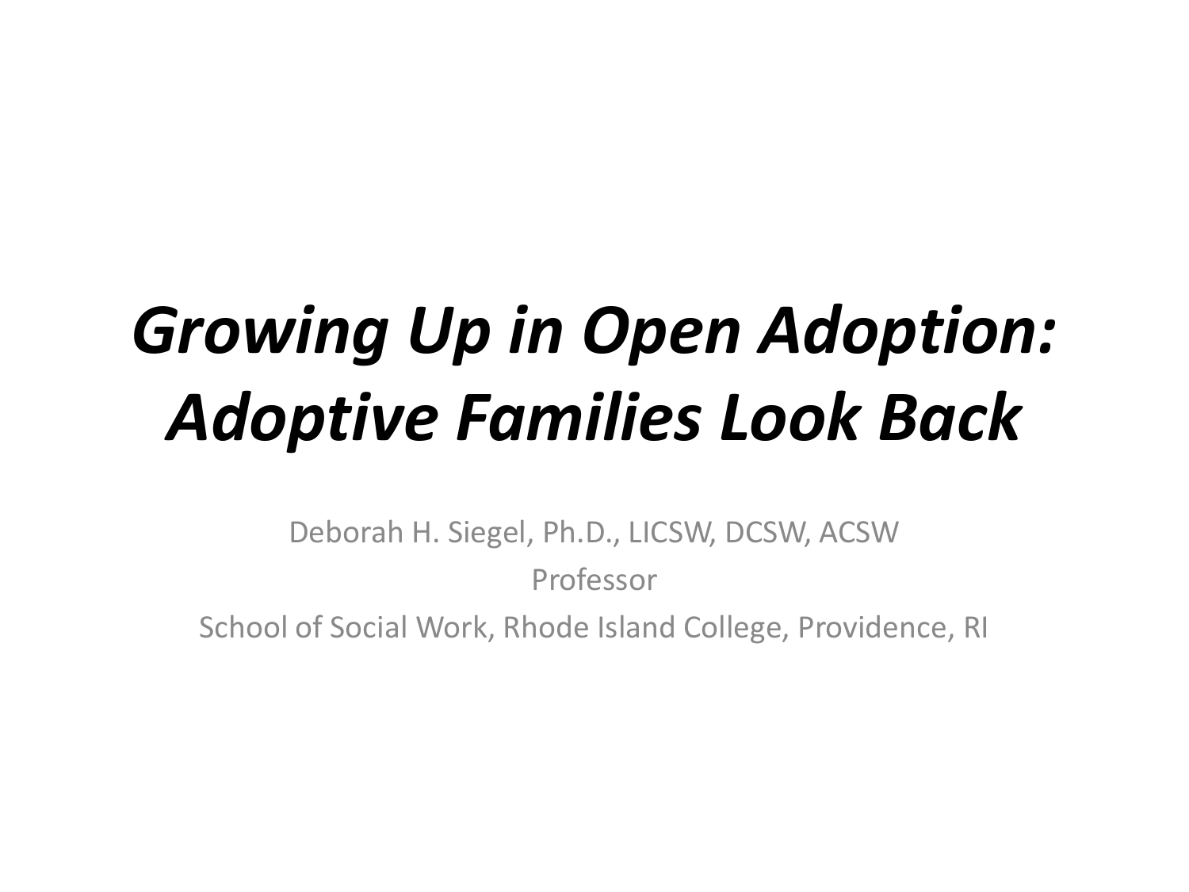# *Growing Up in Open Adoption: Adoptive Families Look Back*

Deborah H. Siegel, Ph.D., LICSW, DCSW, ACSW

Professor

School of Social Work, Rhode Island College, Providence, RI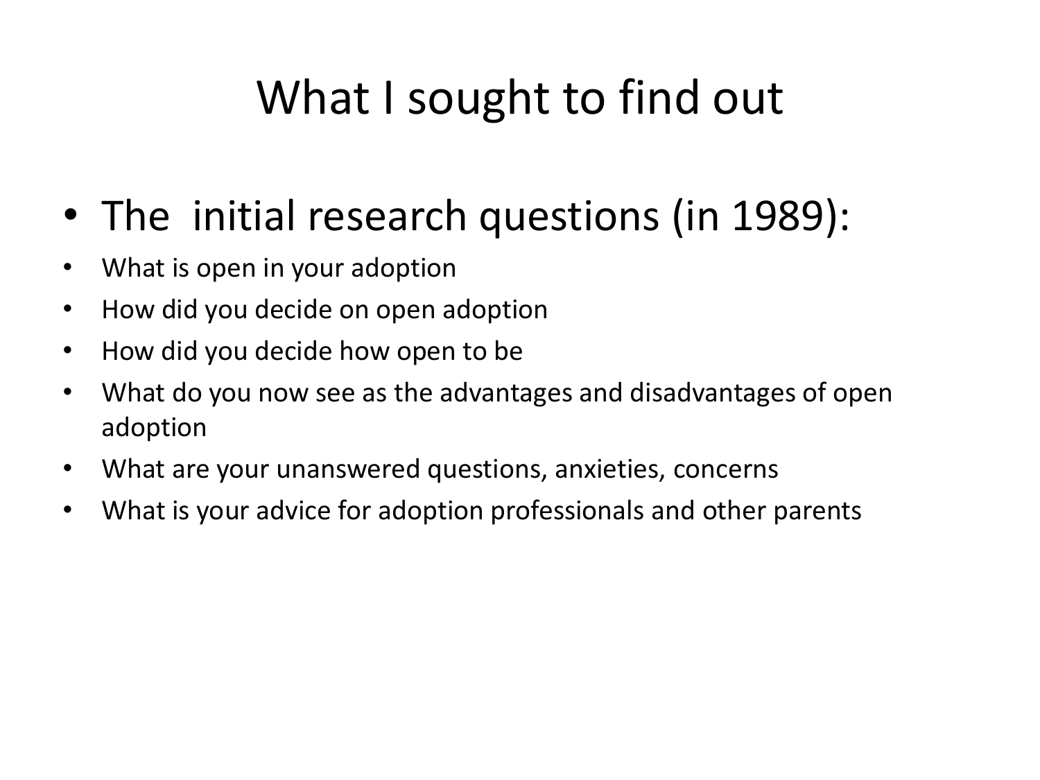# What I sought to find out

- The initial research questions (in 1989):
- What is open in your adoption
- How did you decide on open adoption
- How did you decide how open to be
- What do you now see as the advantages and disadvantages of open adoption
- What are your unanswered questions, anxieties, concerns
- What is your advice for adoption professionals and other parents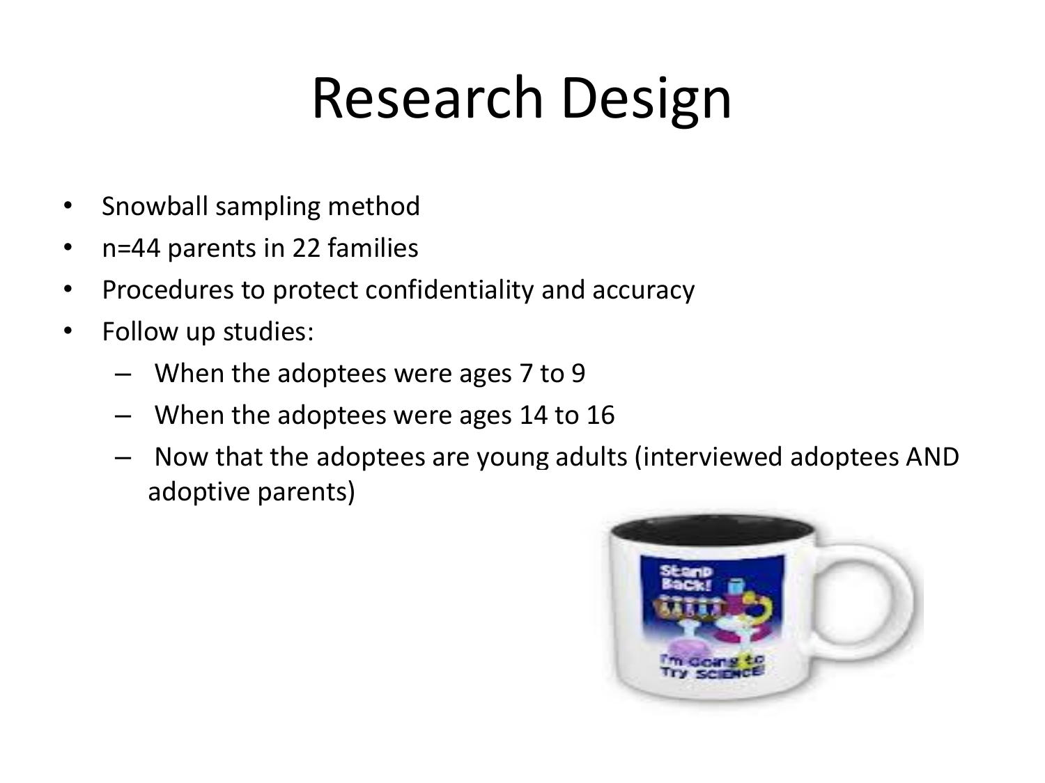# Research Design

- Snowball sampling method
- n=44 parents in 22 families
- Procedures to protect confidentiality and accuracy
- Follow up studies:
  - When the adoptees were ages 7 to 9
  - When the adoptees were ages 14 to 16
  - Now that the adoptees are young adults (interviewed adoptees AND adoptive parents)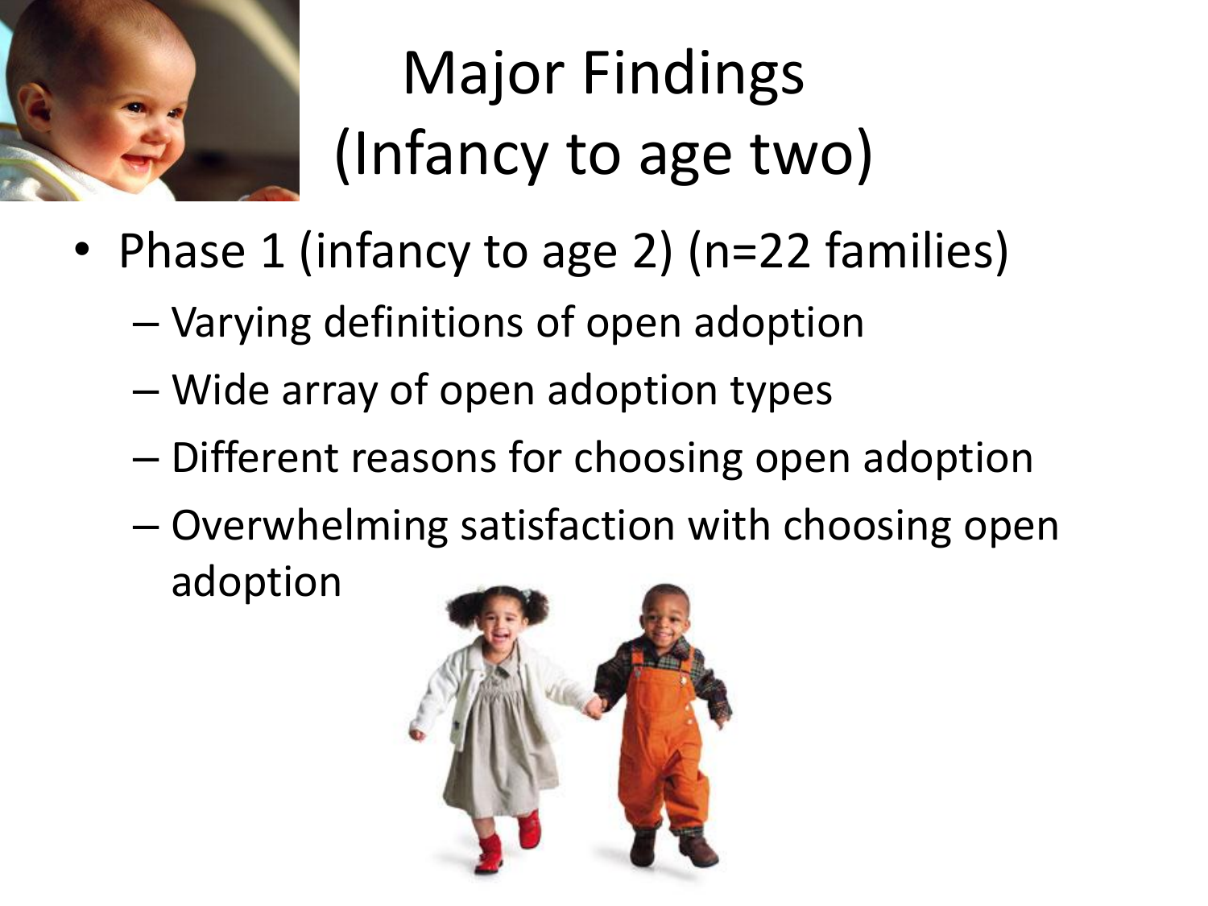# Major Findings (Infancy to age two)

- Phase 1 (infancy to age 2) (n=22 families)
  - Varying definitions of open adoption
  - Wide array of open adoption types
  - Different reasons for choosing open adoption
  - Overwhelming satisfaction with choosing open adoption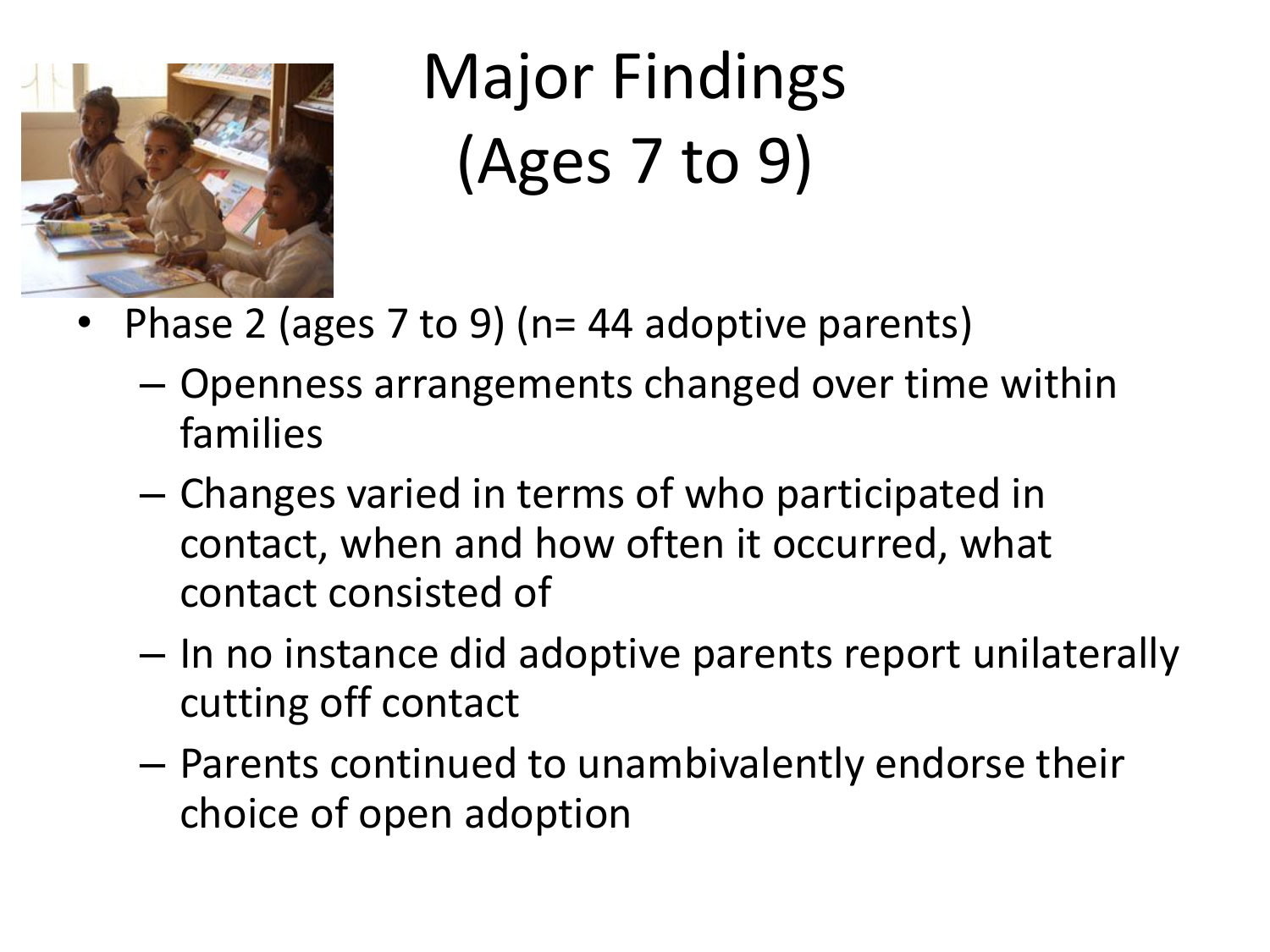# Major Findings (Ages 7 to 9)

- Phase 2 (ages 7 to 9) (n= 44 adoptive parents)
  - Openness arrangements changed over time within families
  - Changes varied in terms of who participated in contact, when and how often it occurred, what contact consisted of
  - In no instance did adoptive parents report unilaterally cutting off contact
  - Parents continued to unambivalently endorse their choice of open adoption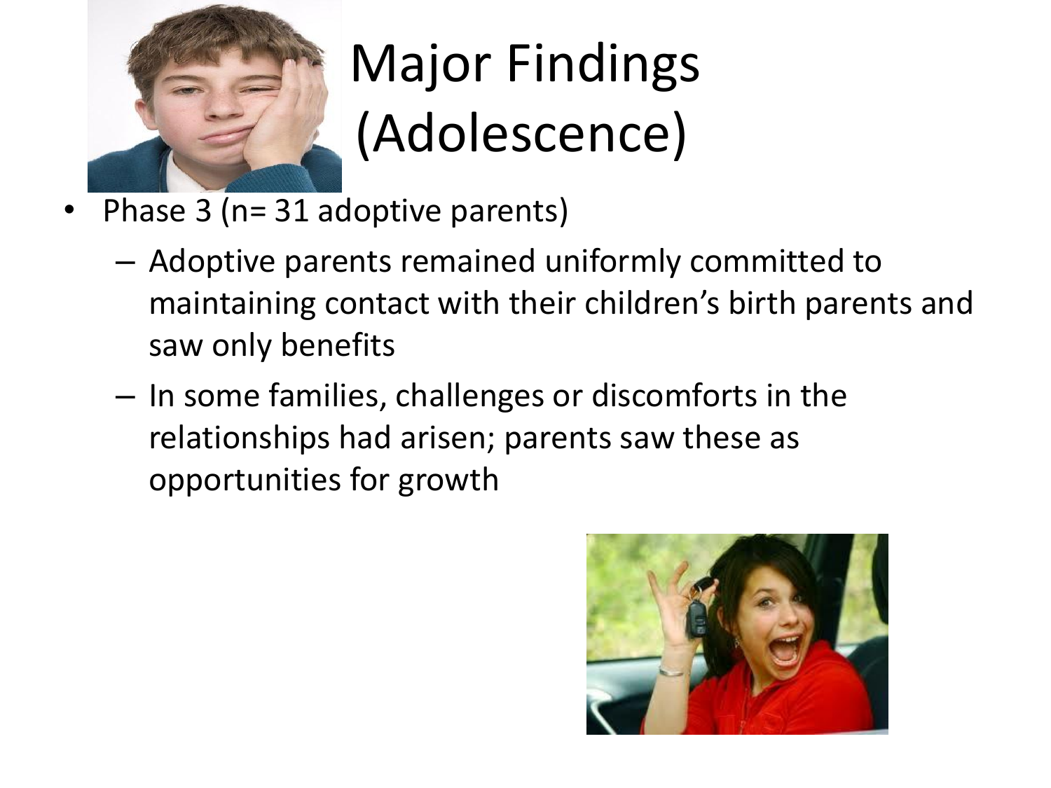# Major Findings (Adolescence)

- Phase 3 (n= 31 adoptive parents)
  - Adoptive parents remained uniformly committed to maintaining contact with their children's birth parents and saw only benefits
  - In some families, challenges or discomforts in the relationships had arisen; parents saw these as opportunities for growth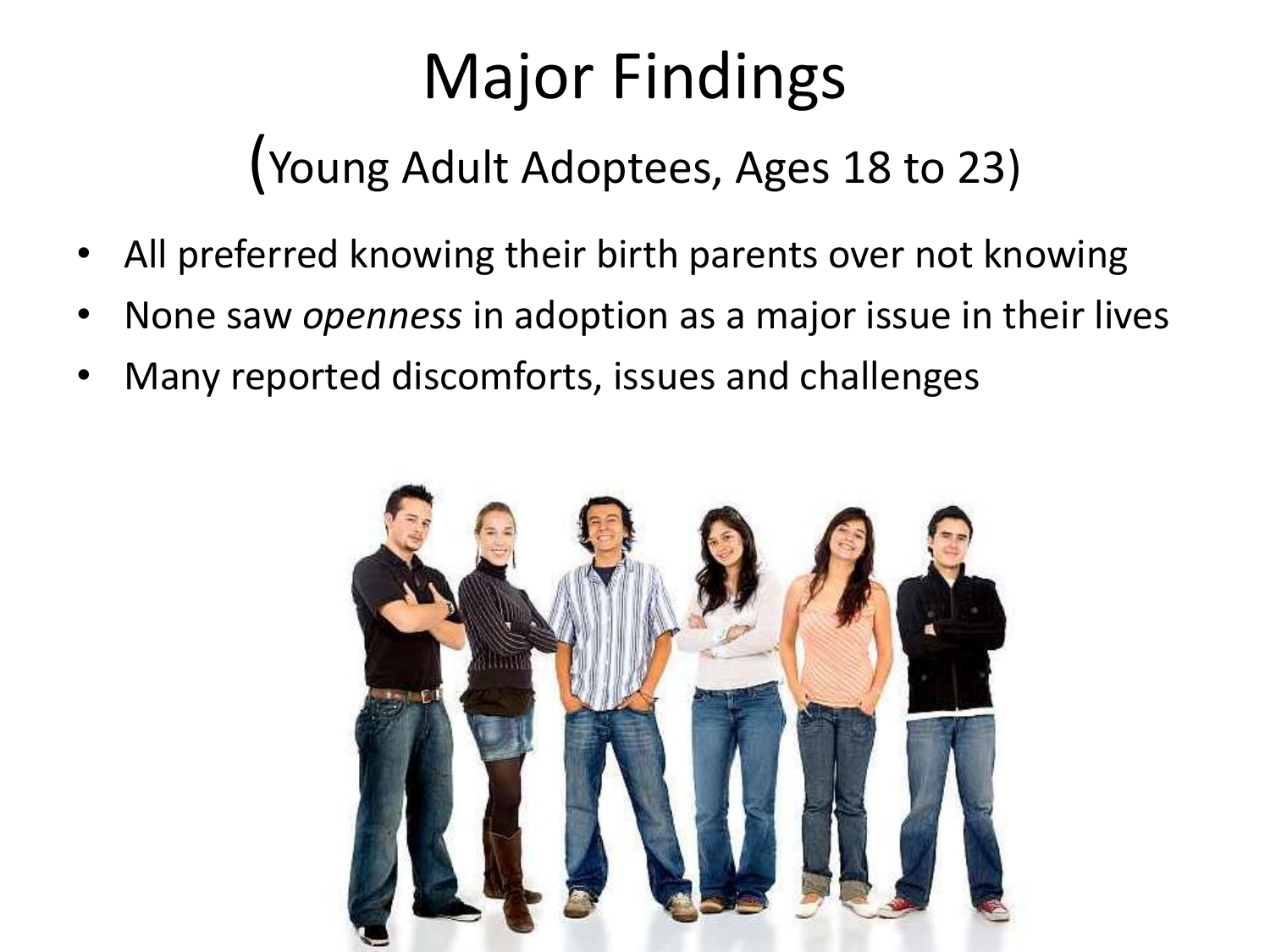# Major Findings

## (Young Adult Adoptees, Ages 18 to 23)

- All preferred knowing their birth parents over not knowing
- None saw *openness* in adoption as a major issue in their lives
- Many reported discomforts, issues and challenges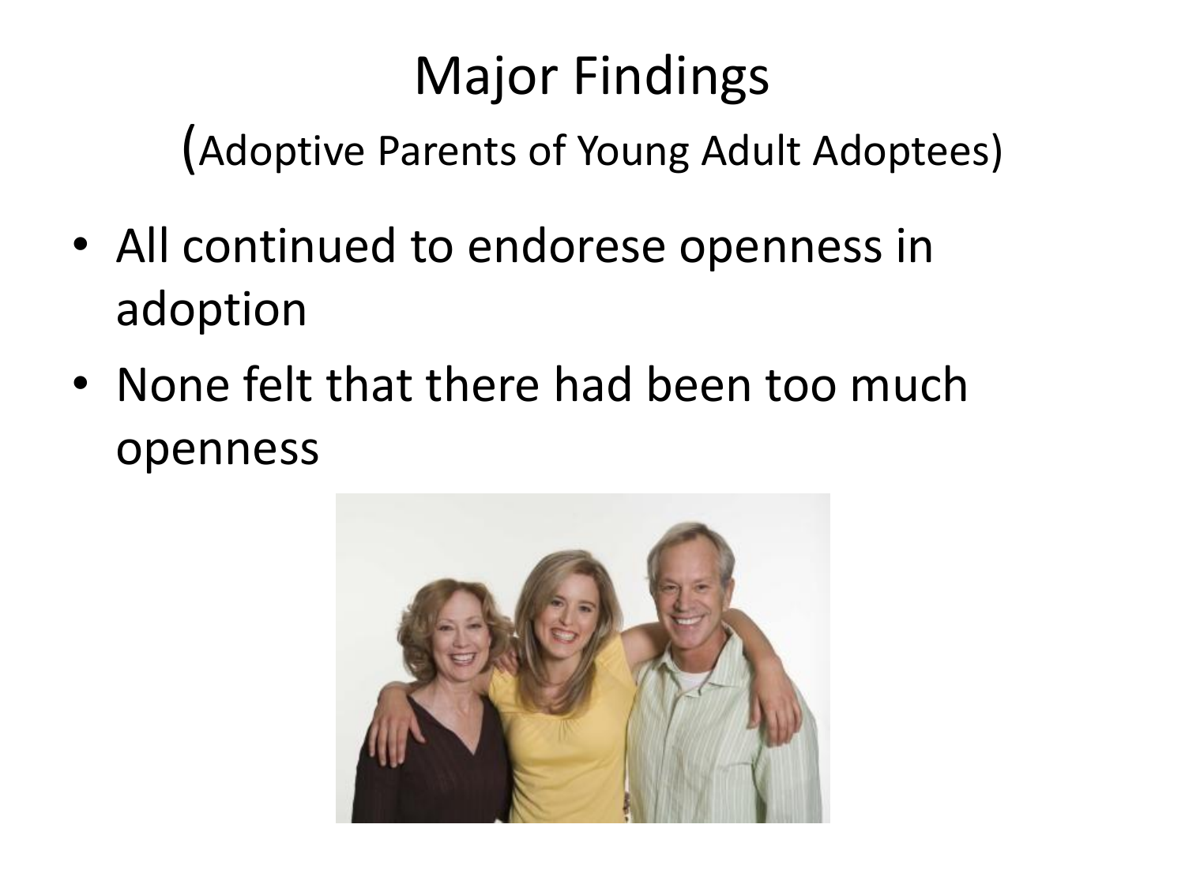# Major Findings

(Adoptive Parents of Young Adult Adoptees)

- All continued to endorese openness in adoption
- None felt that there had been too much openness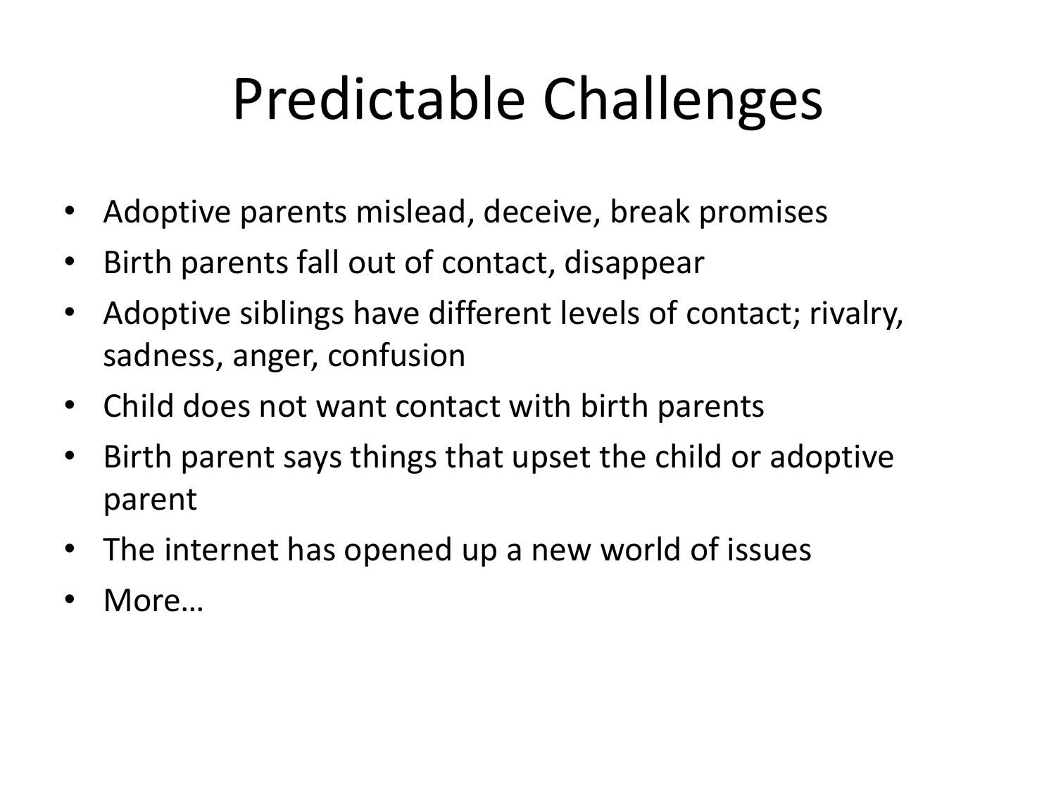# Predictable Challenges

- Adoptive parents mislead, deceive, break promises
- Birth parents fall out of contact, disappear
- Adoptive siblings have different levels of contact; rivalry, sadness, anger, confusion
- Child does not want contact with birth parents
- Birth parent says things that upset the child or adoptive parent
- The internet has opened up a new world of issues
- More…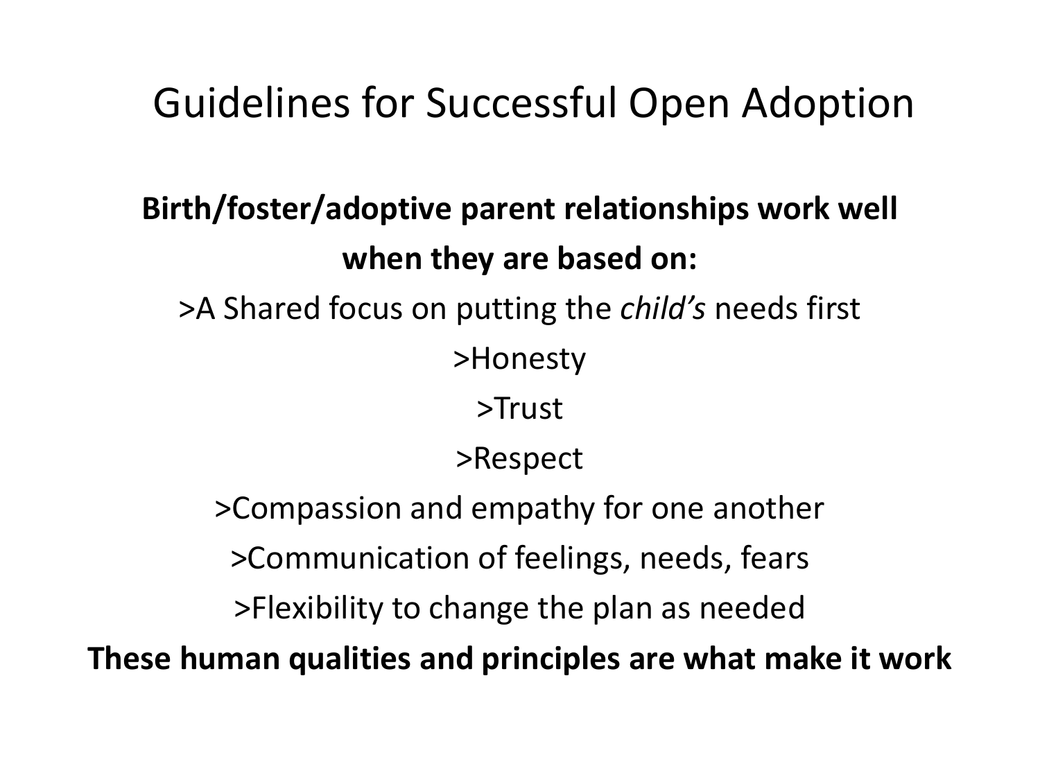# Guidelines for Successful Open Adoption

**Birth/foster/adoptive parent relationships work well when they are based on:**

>A Shared focus on putting the *child's* needs first

>Honesty

>Trust

>Respect

>Compassion and empathy for one another

>Communication of feelings, needs, fears

>Flexibility to change the plan as needed

**These human qualities and principles are what make it work**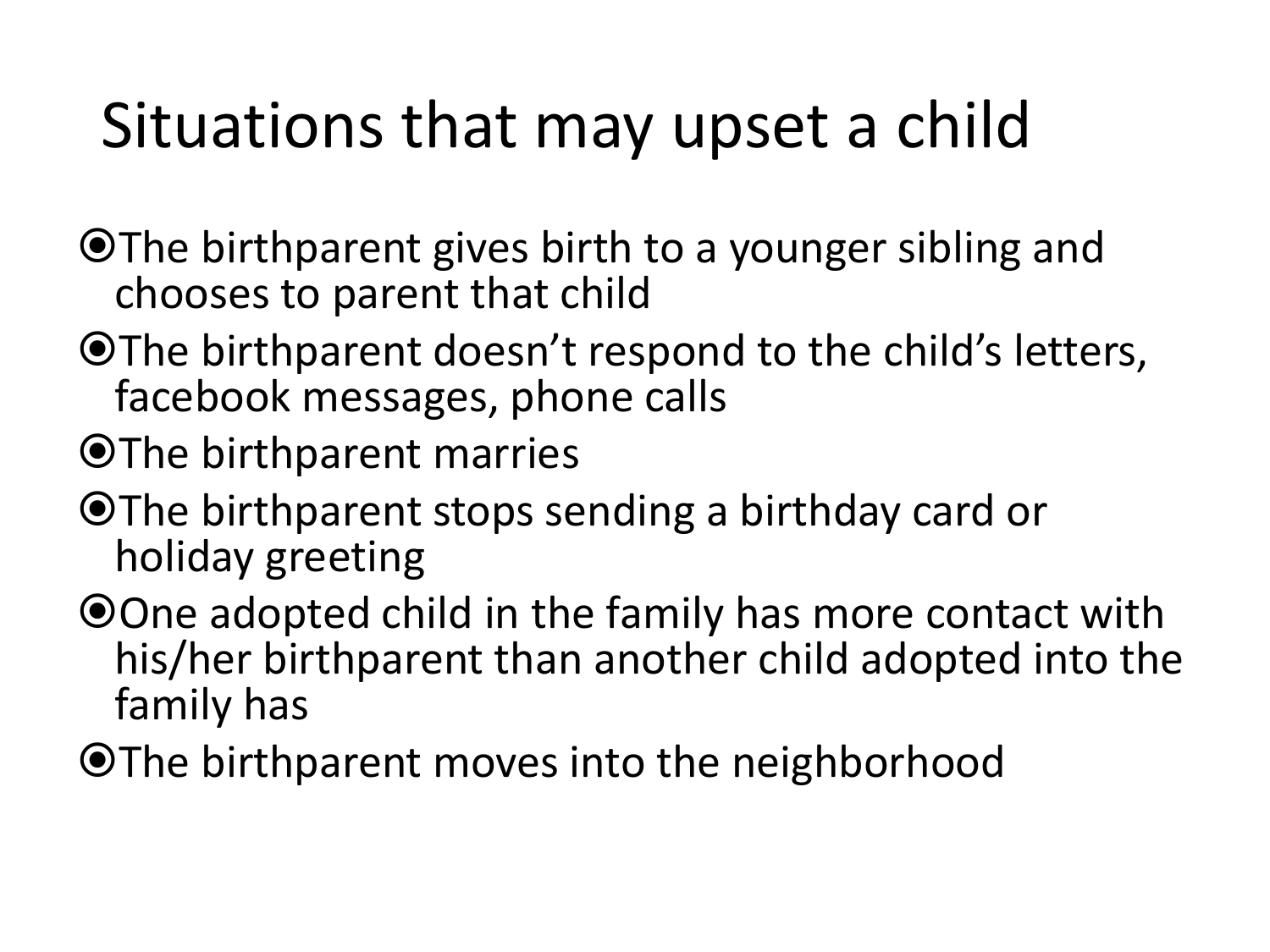# Situations that may upset a child

- The birthparent gives birth to a younger sibling and chooses to parent that child
- The birthparent doesn't respond to the child's letters, facebook messages, phone calls
- The birthparent marries
- The birthparent stops sending a birthday card or holiday greeting
- One adopted child in the family has more contact with his/her birthparent than another child adopted into the family has
- The birthparent moves into the neighborhood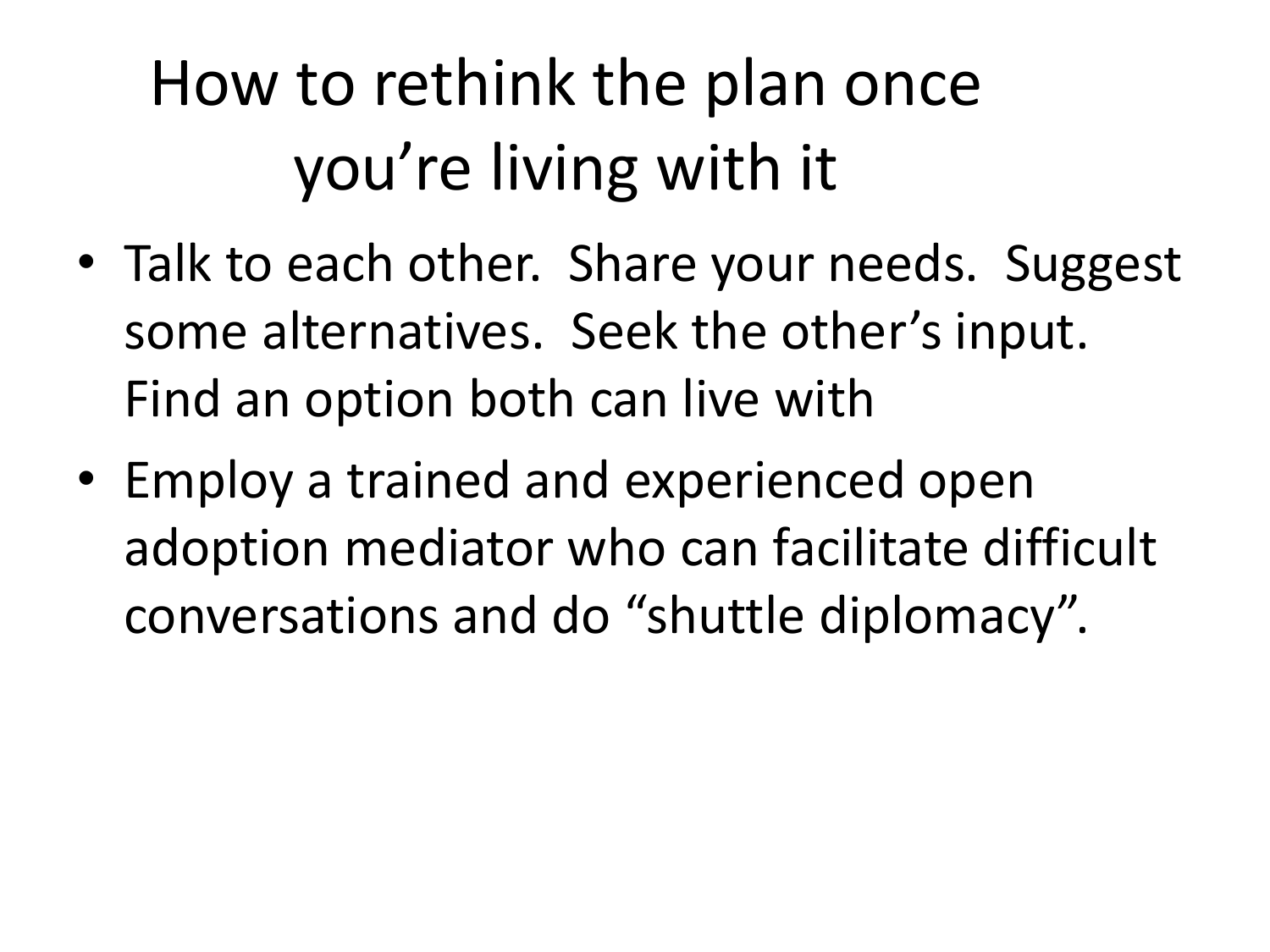# How to rethink the plan once you're living with it

- Talk to each other. Share your needs. Suggest some alternatives. Seek the other's input. Find an option both can live with
- Employ a trained and experienced open adoption mediator who can facilitate difficult conversations and do "shuttle diplomacy".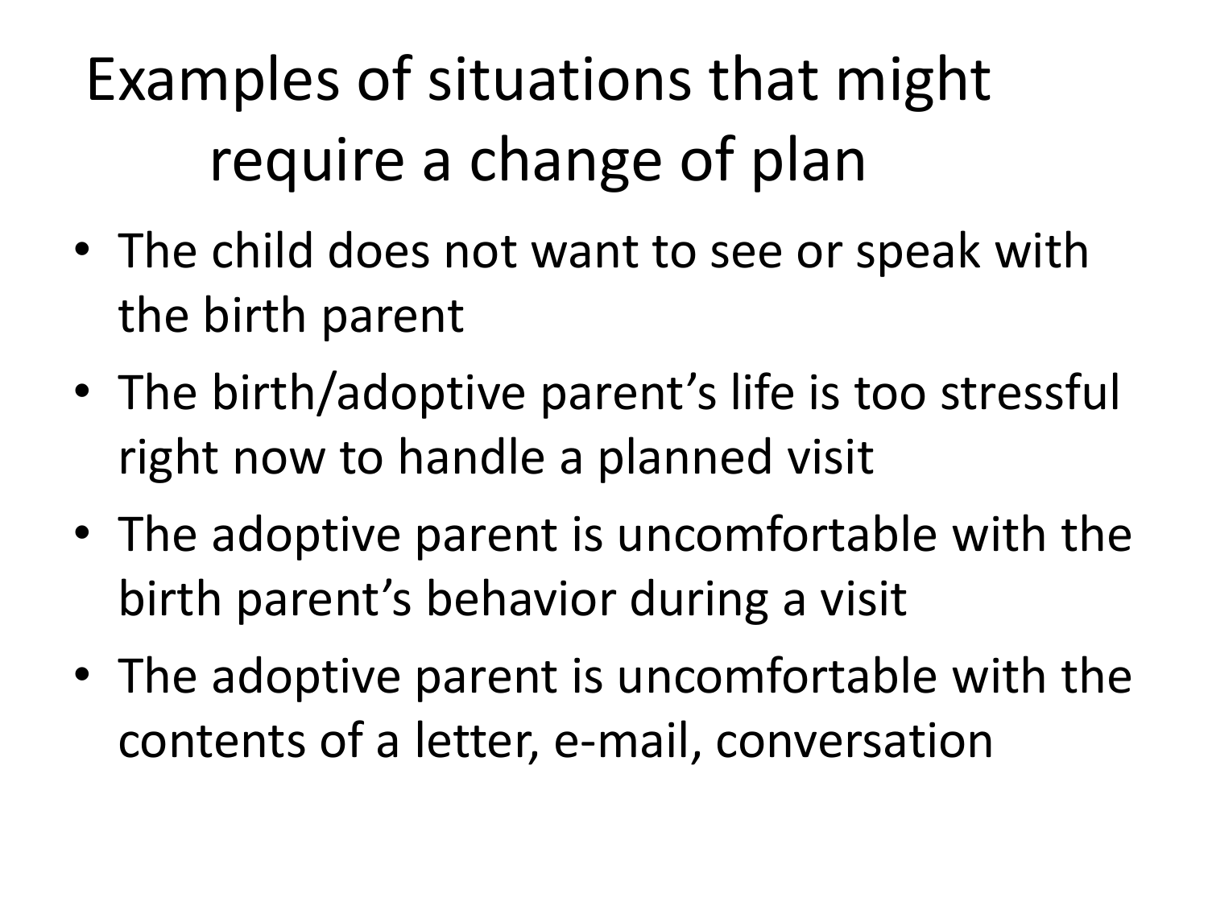# Examples of situations that might require a change of plan

- The child does not want to see or speak with the birth parent
- The birth/adoptive parent's life is too stressful right now to handle a planned visit
- The adoptive parent is uncomfortable with the birth parent's behavior during a visit
- The adoptive parent is uncomfortable with the contents of a letter, e-mail, conversation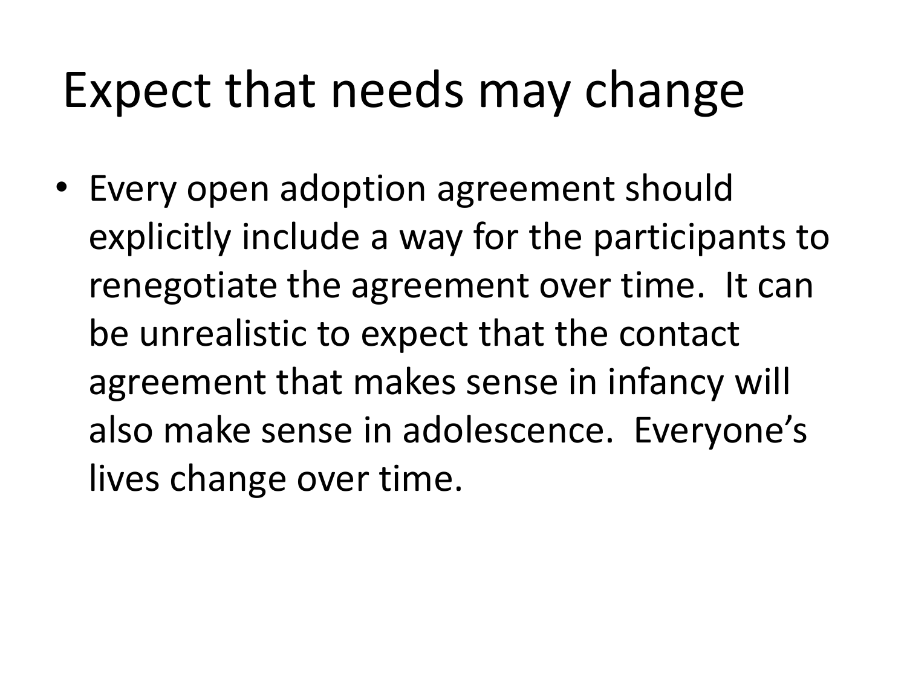# Expect that needs may change

- Every open adoption agreement should explicitly include a way for the participants to renegotiate the agreement over time. It can be unrealistic to expect that the contact agreement that makes sense in infancy will also make sense in adolescence. Everyone's lives change over time.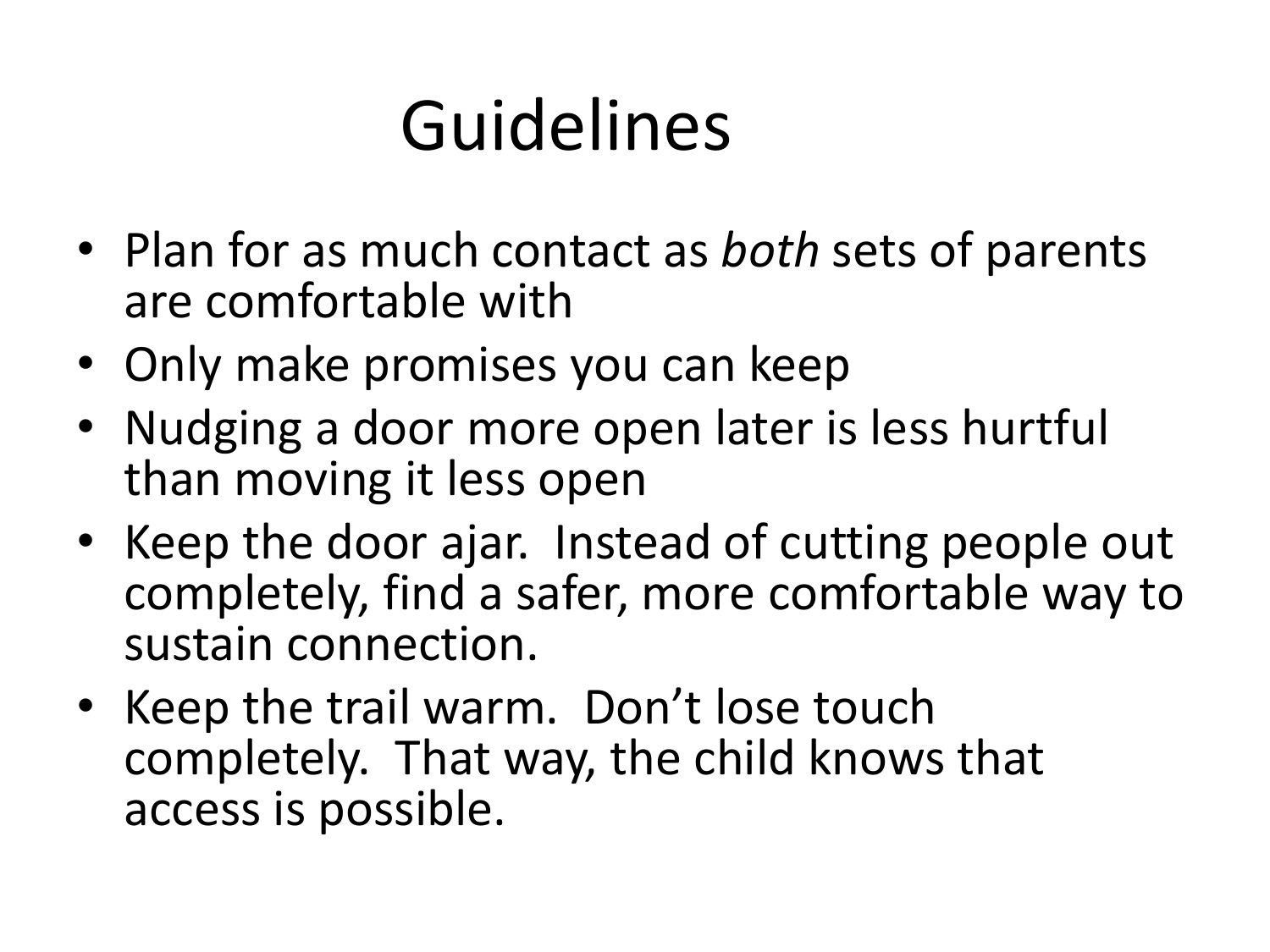# Guidelines

- Plan for as much contact as *both* sets of parents are comfortable with
- Only make promises you can keep
- Nudging a door more open later is less hurtful than moving it less open
- Keep the door ajar. Instead of cutting people out completely, find a safer, more comfortable way to sustain connection.
- Keep the trail warm. Don't lose touch completely. That way, the child knows that access is possible.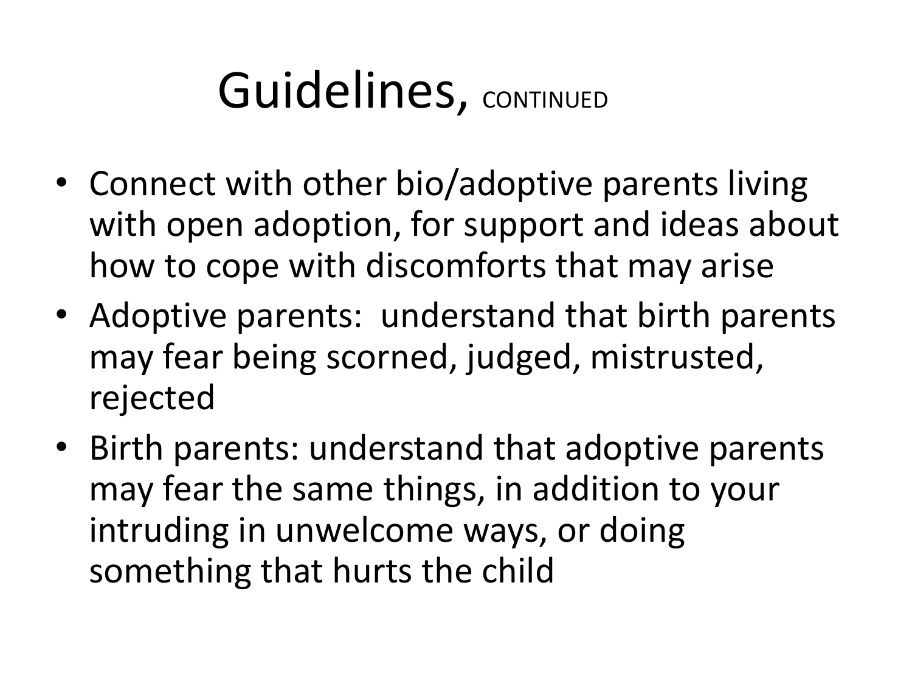# Guidelines, CONTINUED

- Connect with other bio/adoptive parents living with open adoption, for support and ideas about how to cope with discomforts that may arise
- Adoptive parents: understand that birth parents may fear being scorned, judged, mistrusted, rejected
- Birth parents: understand that adoptive parents may fear the same things, in addition to your intruding in unwelcome ways, or doing something that hurts the child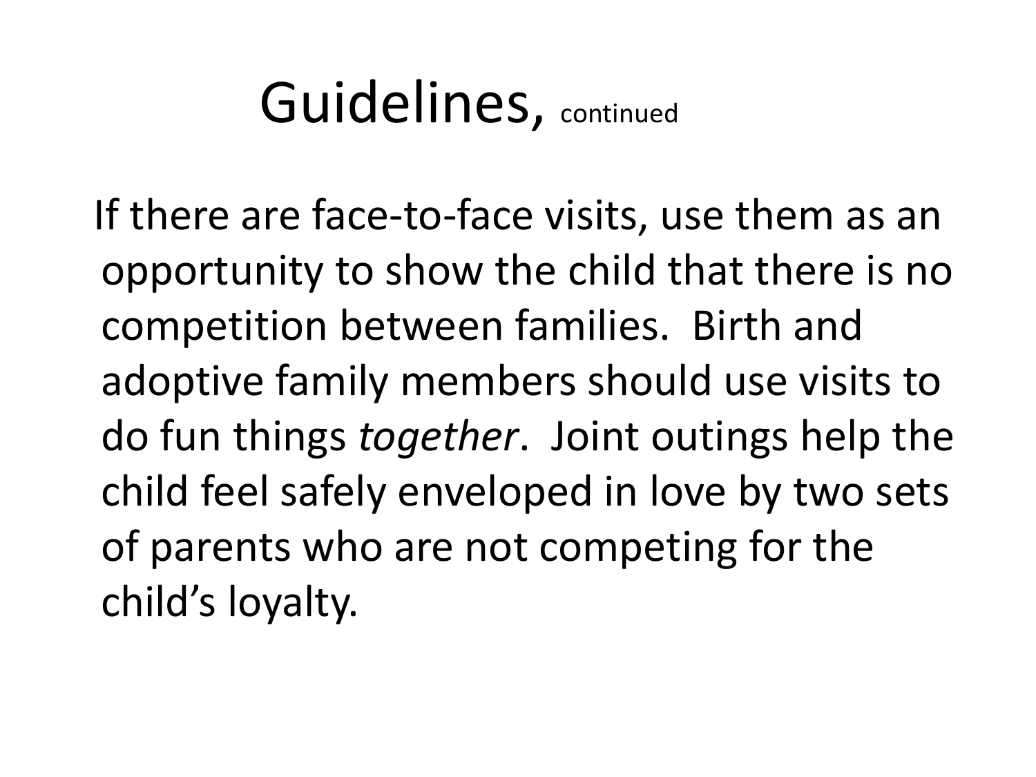# Guidelines, continued

If there are face-to-face visits, use them as an opportunity to show the child that there is no competition between families. Birth and adoptive family members should use visits to do fun things *together*. Joint outings help the child feel safely enveloped in love by two sets of parents who are not competing for the child's loyalty.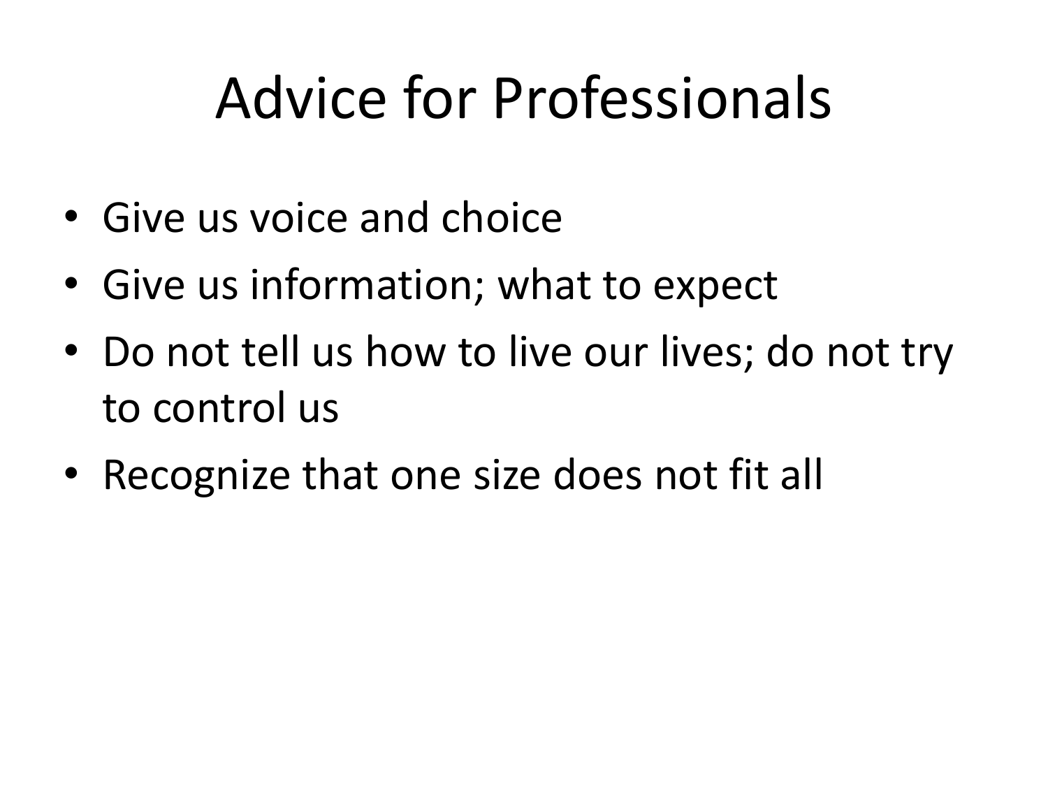# Advice for Professionals

- Give us voice and choice
- Give us information; what to expect
- Do not tell us how to live our lives; do not try to control us
- Recognize that one size does not fit all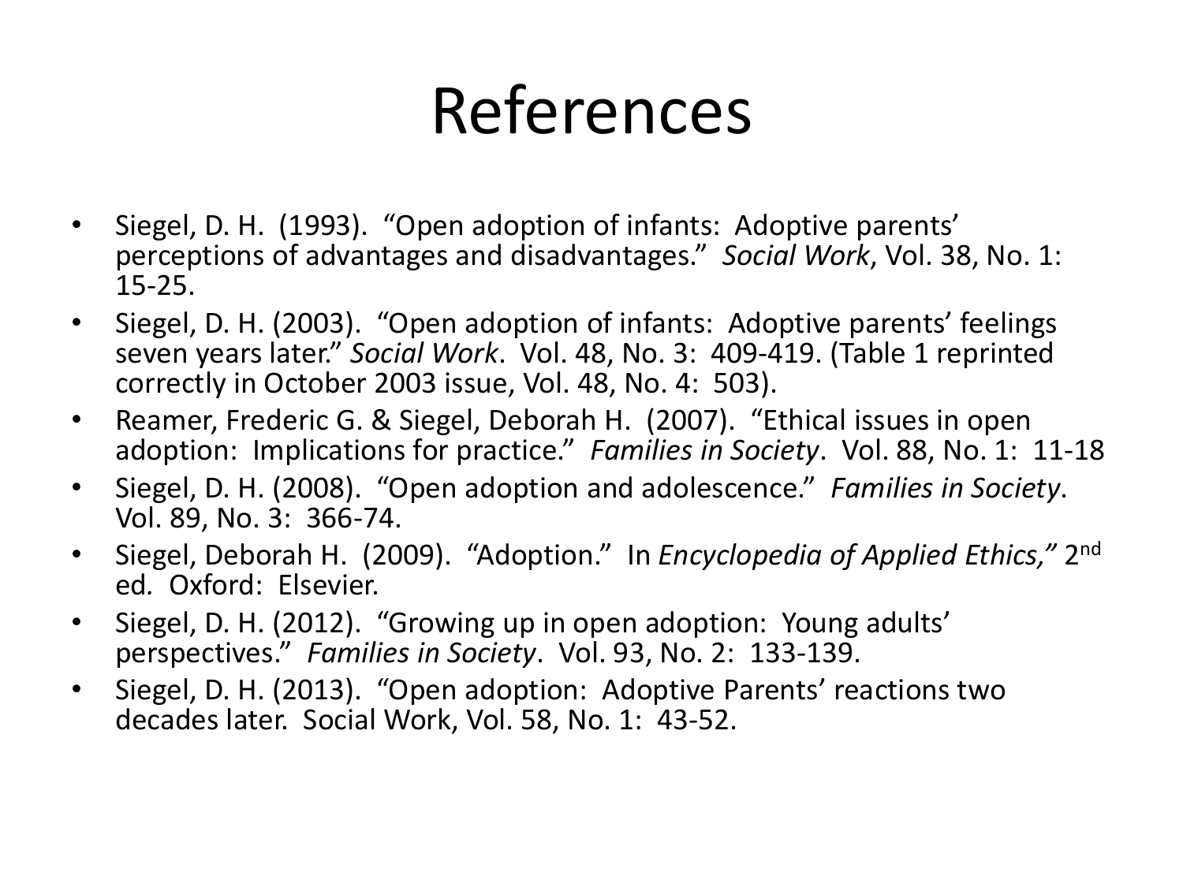# References

- Siegel, D. H. (1993). "Open adoption of infants: Adoptive parents' perceptions of advantages and disadvantages." *Social Work*, Vol. 38, No. 1: 15-25.
- Siegel, D. H. (2003). "Open adoption of infants: Adoptive parents' feelings seven years later." *Social Work*. Vol. 48, No. 3: 409-419. (Table 1 reprinted correctly in October 2003 issue, Vol. 48, No. 4: 503).
- Reamer, Frederic G. & Siegel, Deborah H. (2007). "Ethical issues in open adoption: Implications for practice." *Families in Society*. Vol. 88, No. 1: 11-18
- Siegel, D. H. (2008). "Open adoption and adolescence." *Families in Society*. Vol. 89, No. 3: 366-74.
- Siegel, Deborah H. (2009). "Adoption." In *Encyclopedia of Applied Ethics,"* 2nd ed. Oxford: Elsevier.
- Siegel, D. H. (2012). "Growing up in open adoption: Young adults' perspectives." *Families in Society*. Vol. 93, No. 2: 133-139.
- Siegel, D. H. (2013). "Open adoption: Adoptive Parents' reactions two decades later. Social Work, Vol. 58, No. 1: 43-52.